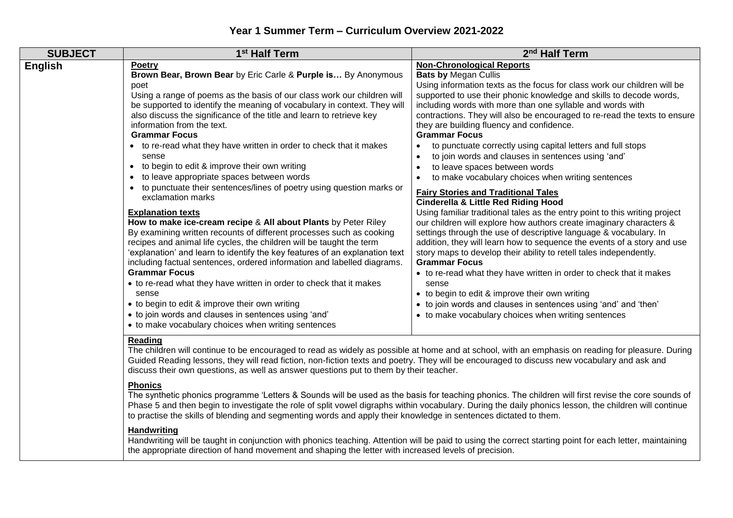# Year 1 Summer Term – Curriculum Overview 2021-2022

| SUBJECT | 1st Half Term | 2nd Half Term |
|---|---|---|
| **English** | **Poetry**<br>**Brown Bear, Brown Bear** by Eric Carle & **Purple is…** By Anonymous poet<br>Using a range of poems as the basis of our class work our children will be supported to identify the meaning of vocabulary in context. They will also discuss the significance of the title and learn to retrieve key information from the text.<br>**Grammar Focus**<br>• to re-read what they have written in order to check that it makes sense<br>• to begin to edit & improve their own writing<br>• to leave appropriate spaces between words<br>• to punctuate their sentences/lines of poetry using question marks or exclamation marks<br><br>**Explanation texts**<br>**How to make ice-cream recipe** & **All about Plants** by Peter Riley<br>By examining written recounts of different processes such as cooking recipes and animal life cycles, the children will be taught the term 'explanation' and learn to identify the key features of an explanation text including factual sentences, ordered information and labelled diagrams.<br>**Grammar Focus**<br>• to re-read what they have written in order to check that it makes sense<br>• to begin to edit & improve their own writing<br>• to join words and clauses in sentences using 'and'<br>• to make vocabulary choices when writing sentences | **Non-Chronological Reports**<br>**Bats by** Megan Cullis<br>Using information texts as the focus for class work our children will be supported to use their phonic knowledge and skills to decode words, including words with more than one syllable and words with contractions. They will also be encouraged to re-read the texts to ensure they are building fluency and confidence.<br>**Grammar Focus**<br>• to punctuate correctly using capital letters and full stops<br>• to join words and clauses in sentences using 'and'<br>• to leave spaces between words<br>• to make vocabulary choices when writing sentences<br><br>**Fairy Stories and Traditional Tales**<br>**Cinderella & Little Red Riding Hood**<br>Using familiar traditional tales as the entry point to this writing project our children will explore how authors create imaginary characters & settings through the use of descriptive language & vocabulary. In addition, they will learn how to sequence the events of a story and use story maps to develop their ability to retell tales independently.<br>**Grammar Focus**<br>• to re-read what they have written in order to check that it makes sense<br>• to begin to edit & improve their own writing<br>• to join words and clauses in sentences using 'and' and 'then'<br>• to make vocabulary choices when writing sentences |
| | **Reading**<br>The children will continue to be encouraged to read as widely as possible at home and at school, with an emphasis on reading for pleasure. During Guided Reading lessons, they will read fiction, non-fiction texts and poetry. They will be encouraged to discuss new vocabulary and ask and discuss their own questions, as well as answer questions put to them by their teacher.<br><br>**Phonics**<br>The synthetic phonics programme 'Letters & Sounds will be used as the basis for teaching phonics. The children will first revise the core sounds of Phase 5 and then begin to investigate the role of split vowel digraphs within vocabulary. During the daily phonics lesson, the children will continue to practise the skills of blending and segmenting words and apply their knowledge in sentences dictated to them.<br><br>**Handwriting**<br>Handwriting will be taught in conjunction with phonics teaching. Attention will be paid to using the correct starting point for each letter, maintaining the appropriate direction of hand movement and shaping the letter with increased levels of precision. | |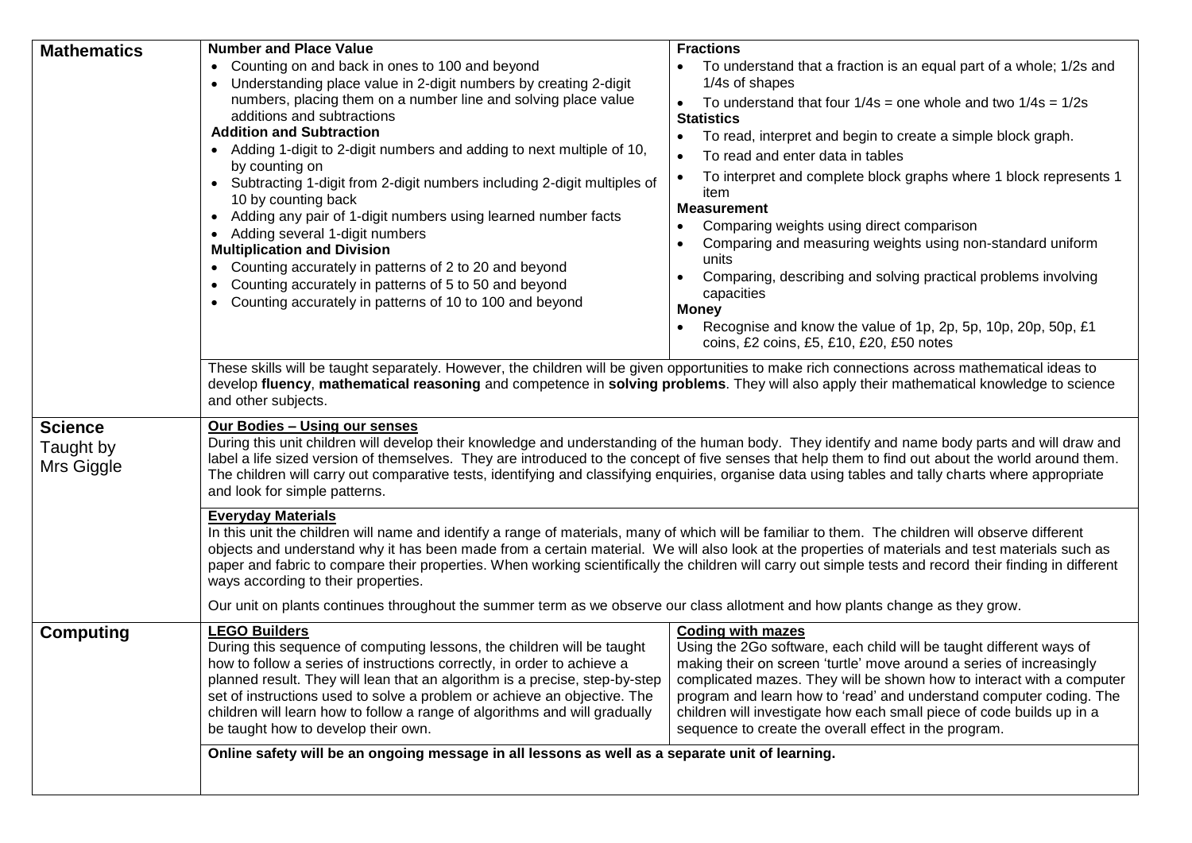## Mathematics

**Number and Place Value**

- Counting on and back in ones to 100 and beyond
- Understanding place value in 2-digit numbers by creating 2-digit numbers, placing them on a number line and solving place value additions and subtractions

**Addition and Subtraction**

- Adding 1-digit to 2-digit numbers and adding to next multiple of 10, by counting on
- Subtracting 1-digit from 2-digit numbers including 2-digit multiples of 10 by counting back
- Adding any pair of 1-digit numbers using learned number facts
- Adding several 1-digit numbers

**Multiplication and Division**

- Counting accurately in patterns of 2 to 20 and beyond
- Counting accurately in patterns of 5 to 50 and beyond
- Counting accurately in patterns of 10 to 100 and beyond

**Fractions**

- To understand that a fraction is an equal part of a whole; 1/2s and 1/4s of shapes
- To understand that four 1/4s = one whole and two 1/4s = 1/2s

**Statistics**

- To read, interpret and begin to create a simple block graph.
- To read and enter data in tables
- To interpret and complete block graphs where 1 block represents 1 item

**Measurement**

- Comparing weights using direct comparison
- Comparing and measuring weights using non-standard uniform units
- Comparing, describing and solving practical problems involving capacities

**Money**

- Recognise and know the value of 1p, 2p, 5p, 10p, 20p, 50p, £1 coins, £2 coins, £5, £10, £20, £50 notes

These skills will be taught separately. However, the children will be given opportunities to make rich connections across mathematical ideas to develop **fluency**, **mathematical reasoning** and competence in **solving problems**. They will also apply their mathematical knowledge to science and other subjects.

## Science

Taught by Mrs Giggle

**Our Bodies – Using our senses**

During this unit children will develop their knowledge and understanding of the human body. They identify and name body parts and will draw and label a life sized version of themselves. They are introduced to the concept of five senses that help them to find out about the world around them. The children will carry out comparative tests, identifying and classifying enquiries, organise data using tables and tally charts where appropriate and look for simple patterns.

**Everyday Materials**

In this unit the children will name and identify a range of materials, many of which will be familiar to them. The children will observe different objects and understand why it has been made from a certain material. We will also look at the properties of materials and test materials such as paper and fabric to compare their properties. When working scientifically the children will carry out simple tests and record their finding in different ways according to their properties.

Our unit on plants continues throughout the summer term as we observe our class allotment and how plants change as they grow.

## Computing

**LEGO Builders**

During this sequence of computing lessons, the children will be taught how to follow a series of instructions correctly, in order to achieve a planned result. They will lean that an algorithm is a precise, step-by-step set of instructions used to solve a problem or achieve an objective. The children will learn how to follow a range of algorithms and will gradually be taught how to develop their own.

**Coding with mazes**

Using the 2Go software, each child will be taught different ways of making their on screen 'turtle' move around a series of increasingly complicated mazes. They will be shown how to interact with a computer program and learn how to 'read' and understand computer coding. The children will investigate how each small piece of code builds up in a sequence to create the overall effect in the program.

**Online safety will be an ongoing message in all lessons as well as a separate unit of learning.**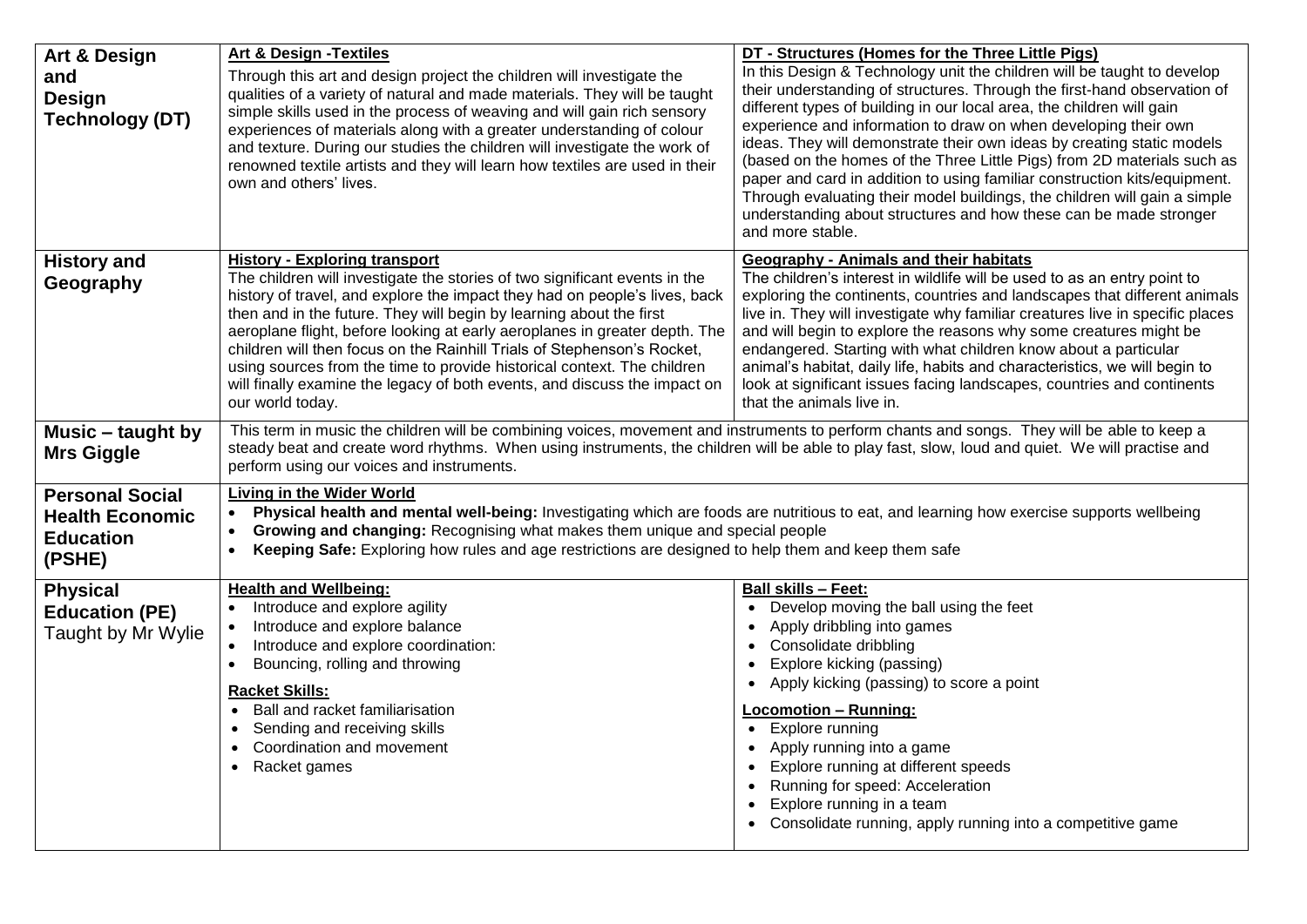| Subject | | |
|---|---|---|
| **Art & Design and Design Technology (DT)** | **Art & Design -Textiles**<br>Through this art and design project the children will investigate the qualities of a variety of natural and made materials. They will be taught simple skills used in the process of weaving and will gain rich sensory experiences of materials along with a greater understanding of colour and texture. During our studies the children will investigate the work of renowned textile artists and they will learn how textiles are used in their own and others' lives. | **DT - Structures (Homes for the Three Little Pigs)**<br>In this Design & Technology unit the children will be taught to develop their understanding of structures. Through the first-hand observation of different types of building in our local area, the children will gain experience and information to draw on when developing their own ideas. They will demonstrate their own ideas by creating static models (based on the homes of the Three Little Pigs) from 2D materials such as paper and card in addition to using familiar construction kits/equipment. Through evaluating their model buildings, the children will gain a simple understanding about structures and how these can be made stronger and more stable. |
| **History and Geography** | **History - Exploring transport**<br>The children will investigate the stories of two significant events in the history of travel, and explore the impact they had on people's lives, back then and in the future. They will begin by learning about the first aeroplane flight, before looking at early aeroplanes in greater depth. The children will then focus on the Rainhill Trials of Stephenson's Rocket, using sources from the time to provide historical context. The children will finally examine the legacy of both events, and discuss the impact on our world today. | **Geography - Animals and their habitats**<br>The children's interest in wildlife will be used to as an entry point to exploring the continents, countries and landscapes that different animals live in. They will investigate why familiar creatures live in specific places and will begin to explore the reasons why some creatures might be endangered. Starting with what children know about a particular animal's habitat, daily life, habits and characteristics, we will begin to look at significant issues facing landscapes, countries and continents that the animals live in. |
| **Music – taught by Mrs Giggle** | This term in music the children will be combining voices, movement and instruments to perform chants and songs. They will be able to keep a steady beat and create word rhythms. When using instruments, the children will be able to play fast, slow, loud and quiet. We will practise and perform using our voices and instruments. | |
| **Personal Social Health Economic Education (PSHE)** | **Living in the Wider World**<br>• **Physical health and mental well-being:** Investigating which are foods are nutritious to eat, and learning how exercise supports wellbeing<br>• **Growing and changing:** Recognising what makes them unique and special people<br>• **Keeping Safe:** Exploring how rules and age restrictions are designed to help them and keep them safe | |
| **Physical Education (PE)** Taught by Mr Wylie | **Health and Wellbeing:**<br>• Introduce and explore agility<br>• Introduce and explore balance<br>• Introduce and explore coordination:<br>• Bouncing, rolling and throwing<br><br>**Racket Skills:**<br>• Ball and racket familiarisation<br>• Sending and receiving skills<br>• Coordination and movement<br>• Racket games | **Ball skills – Feet:**<br>• Develop moving the ball using the feet<br>• Apply dribbling into games<br>• Consolidate dribbling<br>• Explore kicking (passing)<br>• Apply kicking (passing) to score a point<br><br>**Locomotion – Running:**<br>• Explore running<br>• Apply running into a game<br>• Explore running at different speeds<br>• Running for speed: Acceleration<br>• Explore running in a team<br>• Consolidate running, apply running into a competitive game |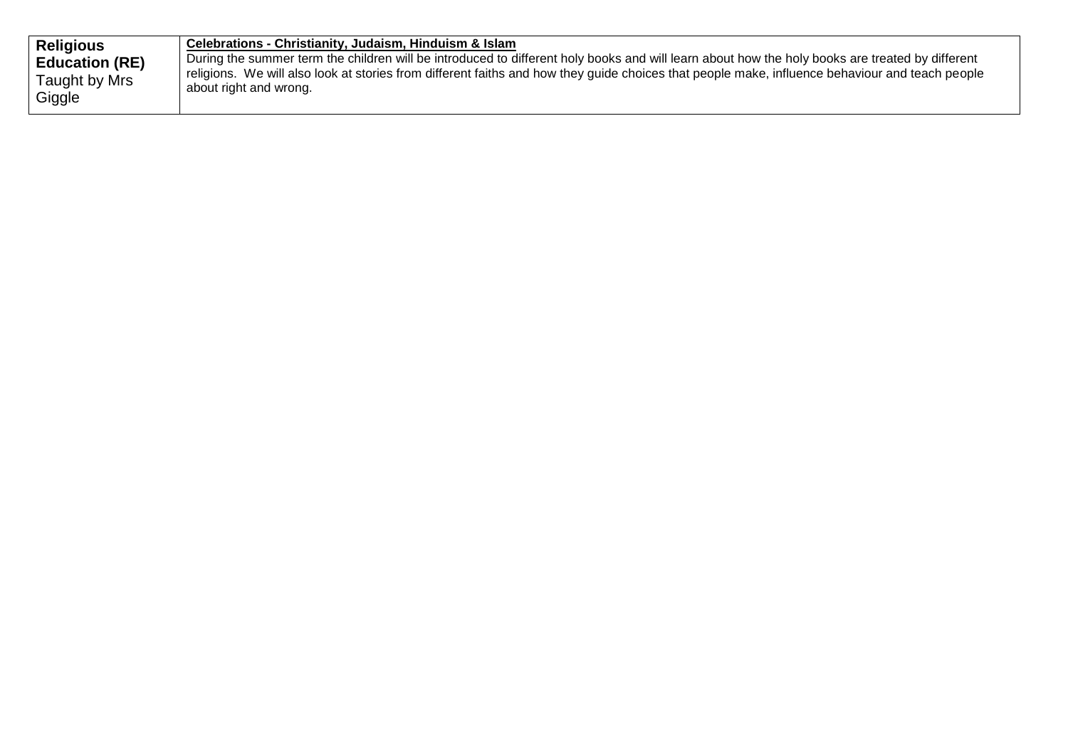| | |
|---|---|
| **Religious Education (RE)** Taught by Mrs Giggle | **Celebrations - Christianity, Judaism, Hinduism & Islam** During the summer term the children will be introduced to different holy books and will learn about how the holy books are treated by different religions. We will also look at stories from different faiths and how they guide choices that people make, influence behaviour and teach people about right and wrong. |